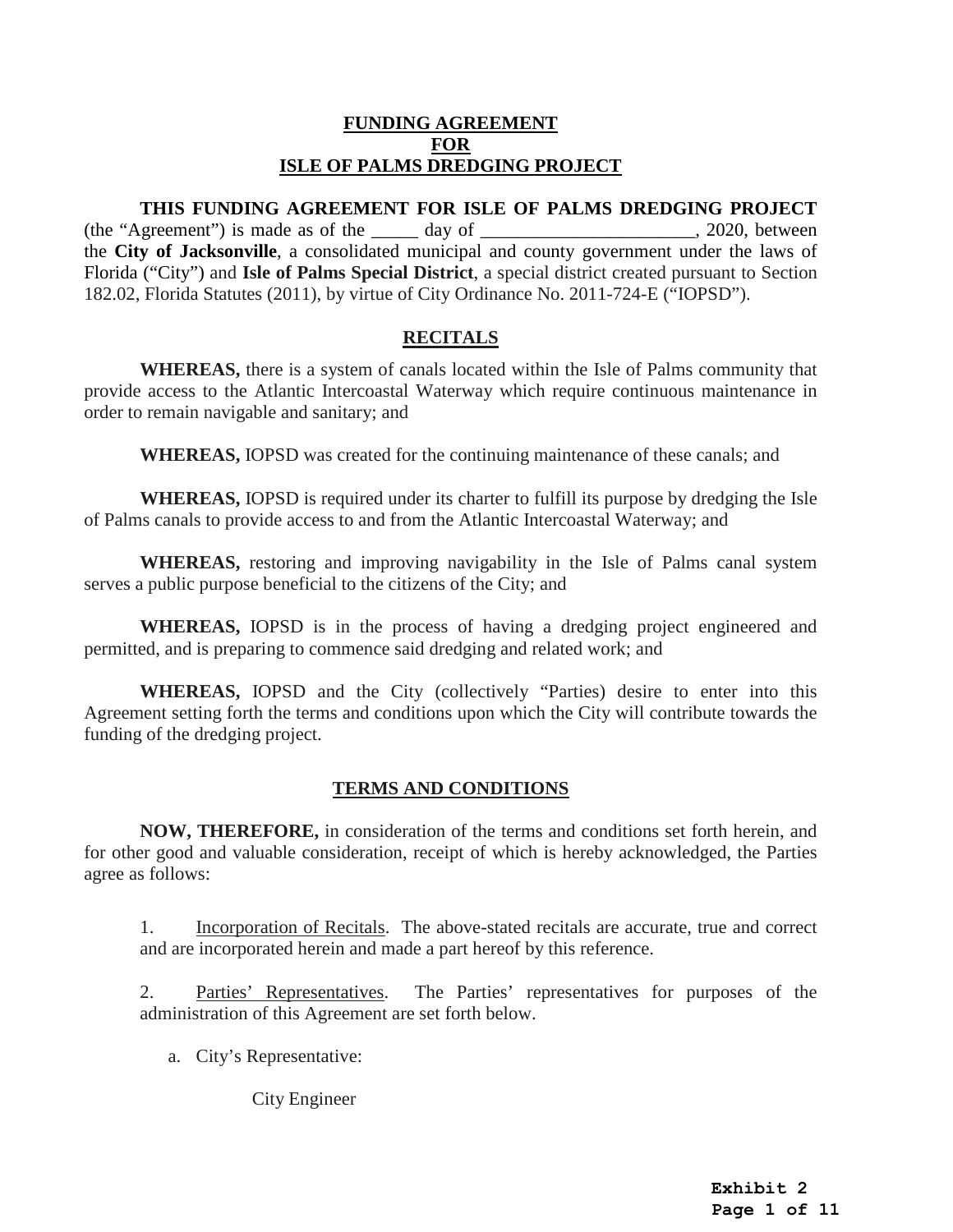# FUNDING AGREEMENT
# FOR
# ISLE OF PALMS DREDGING PROJECT

**THIS FUNDING AGREEMENT FOR ISLE OF PALMS DREDGING PROJECT** (the "Agreement") is made as of the _____ day of _______________________, 2020, between the **City of Jacksonville**, a consolidated municipal and county government under the laws of Florida ("City") and **Isle of Palms Special District**, a special district created pursuant to Section 182.02, Florida Statutes (2011), by virtue of City Ordinance No. 2011-724-E ("IOPSD").

## RECITALS

**WHEREAS,** there is a system of canals located within the Isle of Palms community that provide access to the Atlantic Intercoastal Waterway which require continuous maintenance in order to remain navigable and sanitary; and

**WHEREAS,** IOPSD was created for the continuing maintenance of these canals; and

**WHEREAS,** IOPSD is required under its charter to fulfill its purpose by dredging the Isle of Palms canals to provide access to and from the Atlantic Intercoastal Waterway; and

**WHEREAS,** restoring and improving navigability in the Isle of Palms canal system serves a public purpose beneficial to the citizens of the City; and

**WHEREAS,** IOPSD is in the process of having a dredging project engineered and permitted, and is preparing to commence said dredging and related work; and

**WHEREAS,** IOPSD and the City (collectively "Parties) desire to enter into this Agreement setting forth the terms and conditions upon which the City will contribute towards the funding of the dredging project.

## TERMS AND CONDITIONS

**NOW, THEREFORE,** in consideration of the terms and conditions set forth herein, and for other good and valuable consideration, receipt of which is hereby acknowledged, the Parties agree as follows:

1. Incorporation of Recitals. The above-stated recitals are accurate, true and correct and are incorporated herein and made a part hereof by this reference.

2. Parties' Representatives. The Parties' representatives for purposes of the administration of this Agreement are set forth below.

   a. City's Representative:

      City Engineer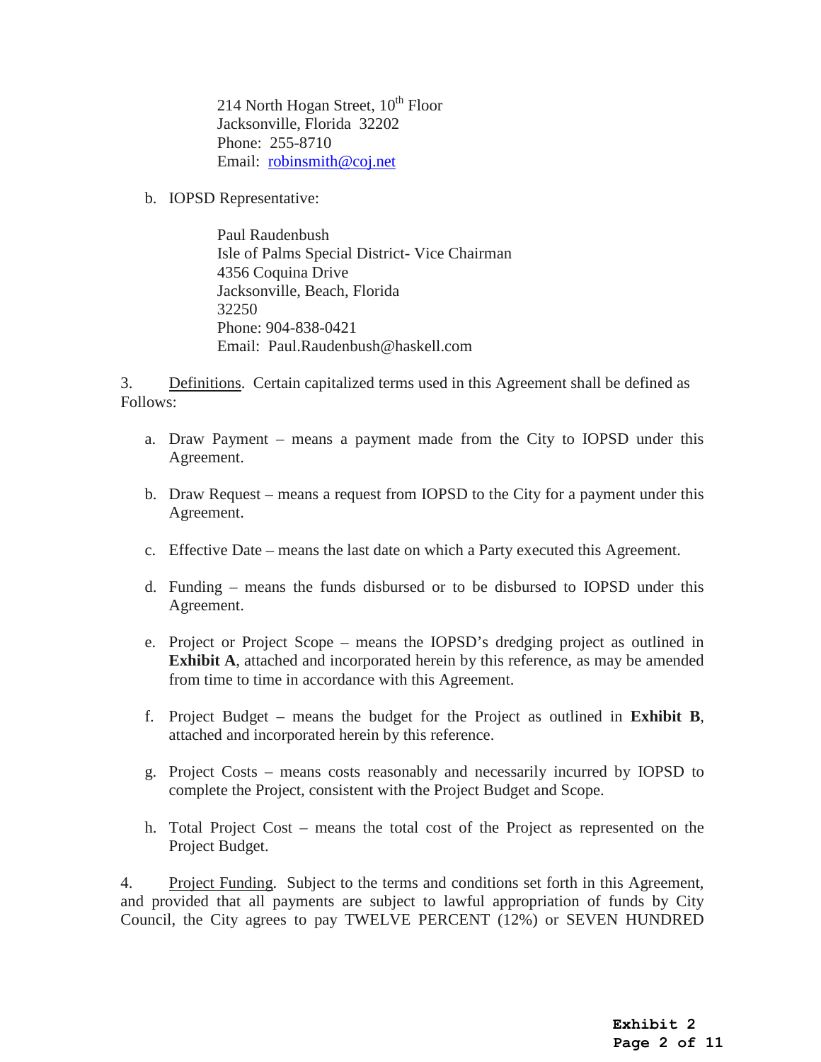214 North Hogan Street, 10th Floor
Jacksonville, Florida 32202
Phone: 255-8710
Email: robinsmith@coj.net

b. IOPSD Representative:

Paul Raudenbush
Isle of Palms Special District- Vice Chairman
4356 Coquina Drive
Jacksonville, Beach, Florida
32250
Phone: 904-838-0421
Email: Paul.Raudenbush@haskell.com

3. Definitions. Certain capitalized terms used in this Agreement shall be defined as Follows:

a. Draw Payment – means a payment made from the City to IOPSD under this Agreement.

b. Draw Request – means a request from IOPSD to the City for a payment under this Agreement.

c. Effective Date – means the last date on which a Party executed this Agreement.

d. Funding – means the funds disbursed or to be disbursed to IOPSD under this Agreement.

e. Project or Project Scope – means the IOPSD's dredging project as outlined in **Exhibit A**, attached and incorporated herein by this reference, as may be amended from time to time in accordance with this Agreement.

f. Project Budget – means the budget for the Project as outlined in **Exhibit B**, attached and incorporated herein by this reference.

g. Project Costs – means costs reasonably and necessarily incurred by IOPSD to complete the Project, consistent with the Project Budget and Scope.

h. Total Project Cost – means the total cost of the Project as represented on the Project Budget.

4. Project Funding. Subject to the terms and conditions set forth in this Agreement, and provided that all payments are subject to lawful appropriation of funds by City Council, the City agrees to pay TWELVE PERCENT (12%) or SEVEN HUNDRED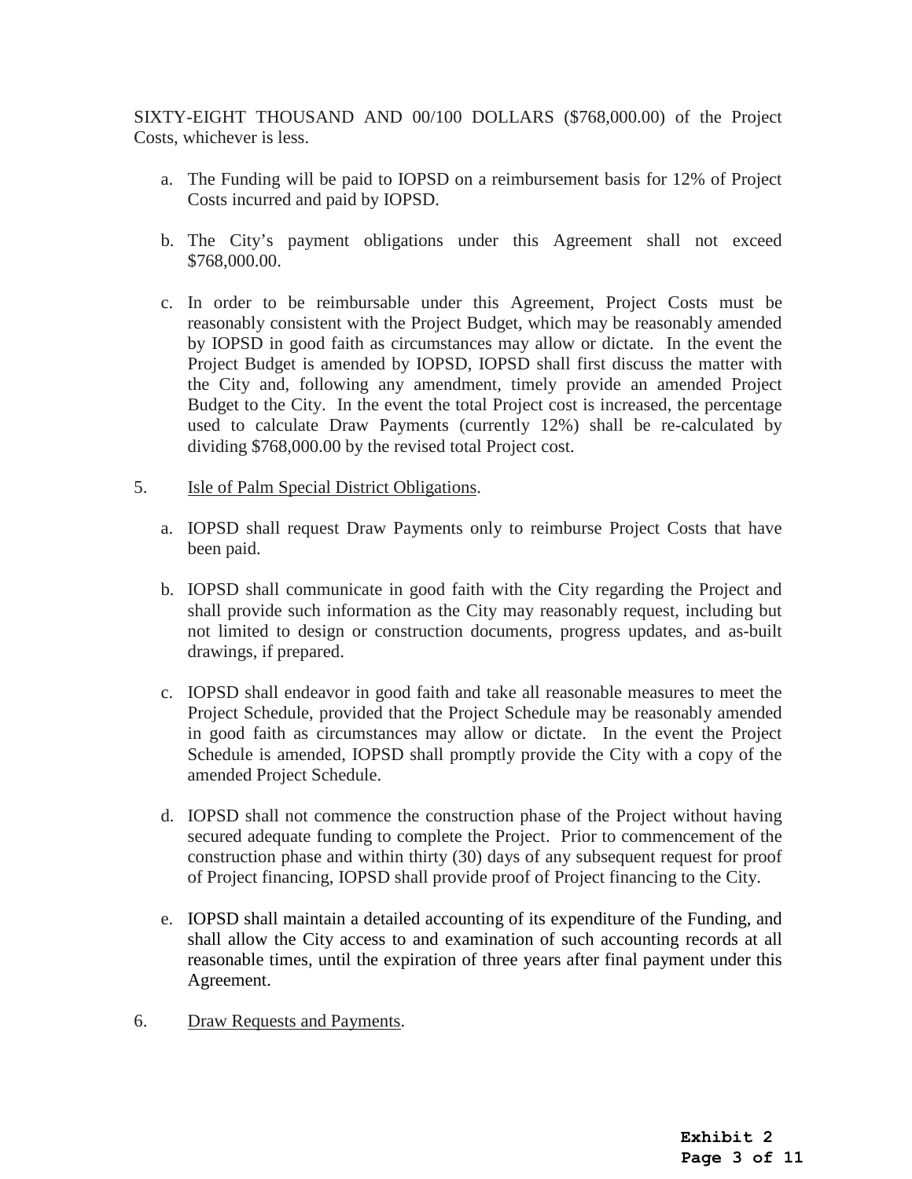SIXTY-EIGHT THOUSAND AND 00/100 DOLLARS ($768,000.00) of the Project Costs, whichever is less.

a. The Funding will be paid to IOPSD on a reimbursement basis for 12% of Project Costs incurred and paid by IOPSD.

b. The City's payment obligations under this Agreement shall not exceed $768,000.00.

c. In order to be reimbursable under this Agreement, Project Costs must be reasonably consistent with the Project Budget, which may be reasonably amended by IOPSD in good faith as circumstances may allow or dictate. In the event the Project Budget is amended by IOPSD, IOPSD shall first discuss the matter with the City and, following any amendment, timely provide an amended Project Budget to the City. In the event the total Project cost is increased, the percentage used to calculate Draw Payments (currently 12%) shall be re-calculated by dividing $768,000.00 by the revised total Project cost.

5. <u>Isle of Palm Special District Obligations</u>.

a. IOPSD shall request Draw Payments only to reimburse Project Costs that have been paid.

b. IOPSD shall communicate in good faith with the City regarding the Project and shall provide such information as the City may reasonably request, including but not limited to design or construction documents, progress updates, and as-built drawings, if prepared.

c. IOPSD shall endeavor in good faith and take all reasonable measures to meet the Project Schedule, provided that the Project Schedule may be reasonably amended in good faith as circumstances may allow or dictate. In the event the Project Schedule is amended, IOPSD shall promptly provide the City with a copy of the amended Project Schedule.

d. IOPSD shall not commence the construction phase of the Project without having secured adequate funding to complete the Project. Prior to commencement of the construction phase and within thirty (30) days of any subsequent request for proof of Project financing, IOPSD shall provide proof of Project financing to the City.

e. IOPSD shall maintain a detailed accounting of its expenditure of the Funding, and shall allow the City access to and examination of such accounting records at all reasonable times, until the expiration of three years after final payment under this Agreement.

6. <u>Draw Requests and Payments</u>.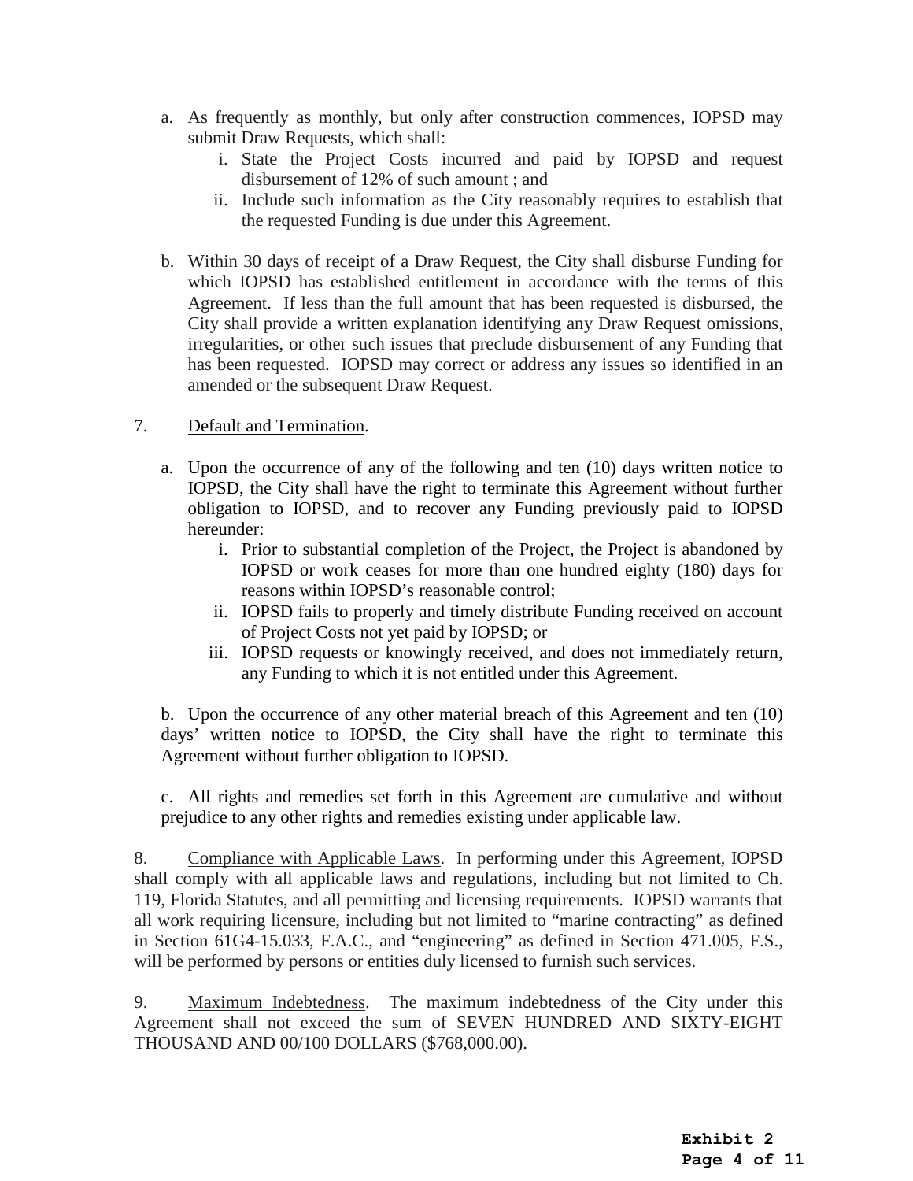a. As frequently as monthly, but only after construction commences, IOPSD may submit Draw Requests, which shall:
   i. State the Project Costs incurred and paid by IOPSD and request disbursement of 12% of such amount ; and
   ii. Include such information as the City reasonably requires to establish that the requested Funding is due under this Agreement.

b. Within 30 days of receipt of a Draw Request, the City shall disburse Funding for which IOPSD has established entitlement in accordance with the terms of this Agreement. If less than the full amount that has been requested is disbursed, the City shall provide a written explanation identifying any Draw Request omissions, irregularities, or other such issues that preclude disbursement of any Funding that has been requested. IOPSD may correct or address any issues so identified in an amended or the subsequent Draw Request.

7. <u>Default and Termination</u>.

a. Upon the occurrence of any of the following and ten (10) days written notice to IOPSD, the City shall have the right to terminate this Agreement without further obligation to IOPSD, and to recover any Funding previously paid to IOPSD hereunder:
   i. Prior to substantial completion of the Project, the Project is abandoned by IOPSD or work ceases for more than one hundred eighty (180) days for reasons within IOPSD's reasonable control;
   ii. IOPSD fails to properly and timely distribute Funding received on account of Project Costs not yet paid by IOPSD; or
   iii. IOPSD requests or knowingly received, and does not immediately return, any Funding to which it is not entitled under this Agreement.

b. Upon the occurrence of any other material breach of this Agreement and ten (10) days' written notice to IOPSD, the City shall have the right to terminate this Agreement without further obligation to IOPSD.

c. All rights and remedies set forth in this Agreement are cumulative and without prejudice to any other rights and remedies existing under applicable law.

8. <u>Compliance with Applicable Laws</u>. In performing under this Agreement, IOPSD shall comply with all applicable laws and regulations, including but not limited to Ch. 119, Florida Statutes, and all permitting and licensing requirements. IOPSD warrants that all work requiring licensure, including but not limited to "marine contracting" as defined in Section 61G4-15.033, F.A.C., and "engineering" as defined in Section 471.005, F.S., will be performed by persons or entities duly licensed to furnish such services.

9. <u>Maximum Indebtedness</u>. The maximum indebtedness of the City under this Agreement shall not exceed the sum of SEVEN HUNDRED AND SIXTY-EIGHT THOUSAND AND 00/100 DOLLARS ($768,000.00).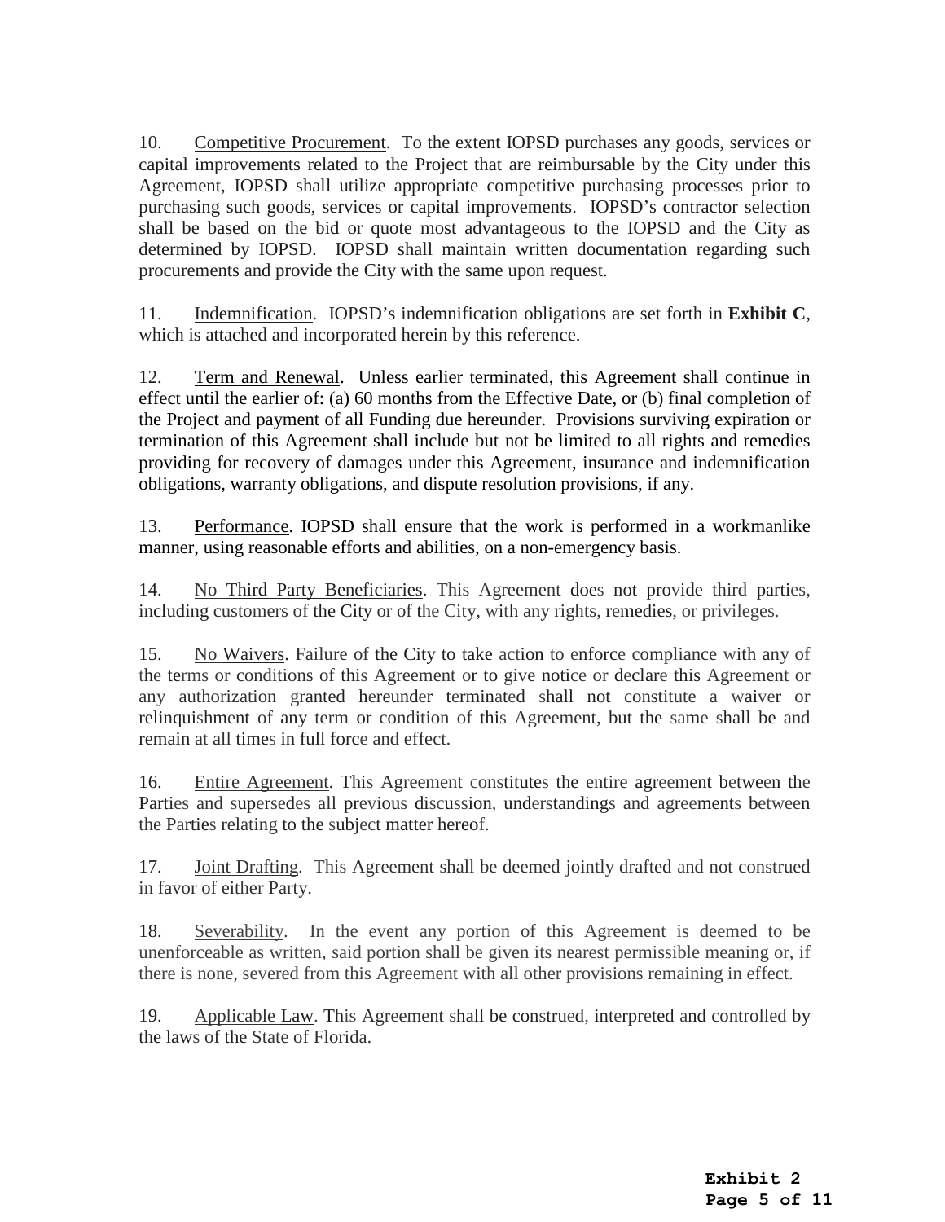10. Competitive Procurement. To the extent IOPSD purchases any goods, services or capital improvements related to the Project that are reimbursable by the City under this Agreement, IOPSD shall utilize appropriate competitive purchasing processes prior to purchasing such goods, services or capital improvements. IOPSD's contractor selection shall be based on the bid or quote most advantageous to the IOPSD and the City as determined by IOPSD. IOPSD shall maintain written documentation regarding such procurements and provide the City with the same upon request.

11. Indemnification. IOPSD's indemnification obligations are set forth in **Exhibit C**, which is attached and incorporated herein by this reference.

12. Term and Renewal. Unless earlier terminated, this Agreement shall continue in effect until the earlier of: (a) 60 months from the Effective Date, or (b) final completion of the Project and payment of all Funding due hereunder. Provisions surviving expiration or termination of this Agreement shall include but not be limited to all rights and remedies providing for recovery of damages under this Agreement, insurance and indemnification obligations, warranty obligations, and dispute resolution provisions, if any.

13. Performance. IOPSD shall ensure that the work is performed in a workmanlike manner, using reasonable efforts and abilities, on a non-emergency basis.

14. No Third Party Beneficiaries. This Agreement does not provide third parties, including customers of the City or of the City, with any rights, remedies, or privileges.

15. No Waivers. Failure of the City to take action to enforce compliance with any of the terms or conditions of this Agreement or to give notice or declare this Agreement or any authorization granted hereunder terminated shall not constitute a waiver or relinquishment of any term or condition of this Agreement, but the same shall be and remain at all times in full force and effect.

16. Entire Agreement. This Agreement constitutes the entire agreement between the Parties and supersedes all previous discussion, understandings and agreements between the Parties relating to the subject matter hereof.

17. Joint Drafting. This Agreement shall be deemed jointly drafted and not construed in favor of either Party.

18. Severability. In the event any portion of this Agreement is deemed to be unenforceable as written, said portion shall be given its nearest permissible meaning or, if there is none, severed from this Agreement with all other provisions remaining in effect.

19. Applicable Law. This Agreement shall be construed, interpreted and controlled by the laws of the State of Florida.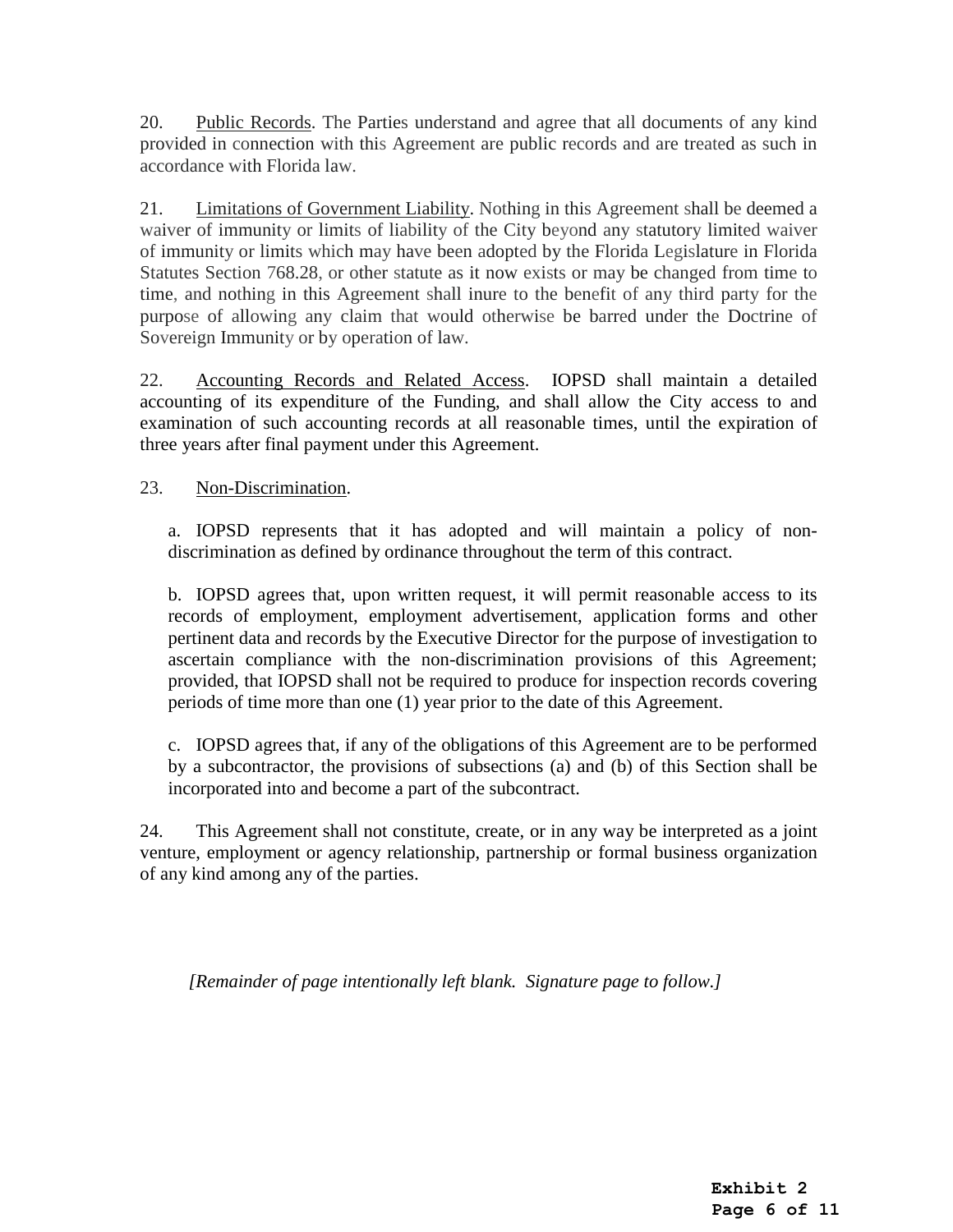20. Public Records. The Parties understand and agree that all documents of any kind provided in connection with this Agreement are public records and are treated as such in accordance with Florida law.

21. Limitations of Government Liability. Nothing in this Agreement shall be deemed a waiver of immunity or limits of liability of the City beyond any statutory limited waiver of immunity or limits which may have been adopted by the Florida Legislature in Florida Statutes Section 768.28, or other statute as it now exists or may be changed from time to time, and nothing in this Agreement shall inure to the benefit of any third party for the purpose of allowing any claim that would otherwise be barred under the Doctrine of Sovereign Immunity or by operation of law.

22. Accounting Records and Related Access. IOPSD shall maintain a detailed accounting of its expenditure of the Funding, and shall allow the City access to and examination of such accounting records at all reasonable times, until the expiration of three years after final payment under this Agreement.

23. Non-Discrimination.

a. IOPSD represents that it has adopted and will maintain a policy of non-discrimination as defined by ordinance throughout the term of this contract.

b. IOPSD agrees that, upon written request, it will permit reasonable access to its records of employment, employment advertisement, application forms and other pertinent data and records by the Executive Director for the purpose of investigation to ascertain compliance with the non-discrimination provisions of this Agreement; provided, that IOPSD shall not be required to produce for inspection records covering periods of time more than one (1) year prior to the date of this Agreement.

c. IOPSD agrees that, if any of the obligations of this Agreement are to be performed by a subcontractor, the provisions of subsections (a) and (b) of this Section shall be incorporated into and become a part of the subcontract.

24. This Agreement shall not constitute, create, or in any way be interpreted as a joint venture, employment or agency relationship, partnership or formal business organization of any kind among any of the parties.

*[Remainder of page intentionally left blank. Signature page to follow.]*

**Exhibit 2**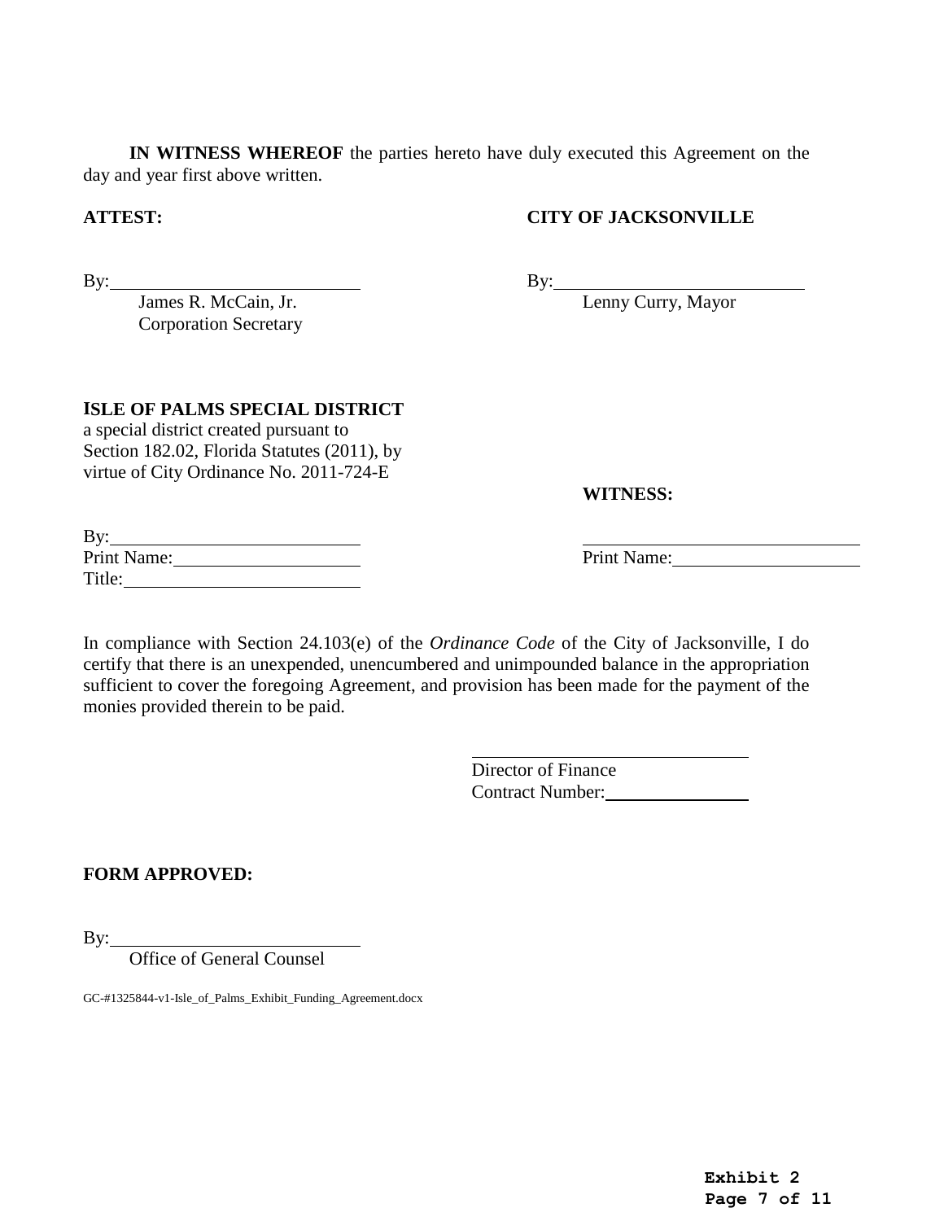**IN WITNESS WHEREOF** the parties hereto have duly executed this Agreement on the day and year first above written.

**ATTEST:**

By:\_\_\_\_\_\_\_\_\_\_\_\_\_\_\_\_\_\_\_\_\_\_\_\_\_\_\_
James R. McCain, Jr.
Corporation Secretary

**CITY OF JACKSONVILLE**

By:\_\_\_\_\_\_\_\_\_\_\_\_\_\_\_\_\_\_\_\_\_\_\_\_\_\_\_
Lenny Curry, Mayor

**ISLE OF PALMS SPECIAL DISTRICT**
a special district created pursuant to Section 182.02, Florida Statutes (2011), by virtue of City Ordinance No. 2011-724-E

By:\_\_\_\_\_\_\_\_\_\_\_\_\_\_\_\_\_\_\_\_\_\_\_\_\_\_\_
Print Name:\_\_\_\_\_\_\_\_\_\_\_\_\_\_\_\_\_\_\_\_
Title:\_\_\_\_\_\_\_\_\_\_\_\_\_\_\_\_\_\_\_\_\_\_\_\_\_

**WITNESS:**

\_\_\_\_\_\_\_\_\_\_\_\_\_\_\_\_\_\_\_\_\_\_\_\_\_\_\_\_\_\_
Print Name:\_\_\_\_\_\_\_\_\_\_\_\_\_\_\_\_\_\_\_\_

In compliance with Section 24.103(e) of the *Ordinance Code* of the City of Jacksonville, I do certify that there is an unexpended, unencumbered and unimpounded balance in the appropriation sufficient to cover the foregoing Agreement, and provision has been made for the payment of the monies provided therein to be paid.

\_\_\_\_\_\_\_\_\_\_\_\_\_\_\_\_\_\_\_\_\_\_\_\_\_\_\_\_\_\_
Director of Finance
Contract Number:\_\_\_\_\_\_\_\_\_\_\_\_\_\_\_

**FORM APPROVED:**

By:\_\_\_\_\_\_\_\_\_\_\_\_\_\_\_\_\_\_\_\_\_\_\_\_\_\_\_
Office of General Counsel

GC-#1325844-v1-Isle_of_Palms_Exhibit_Funding_Agreement.docx

**Exhibit 2**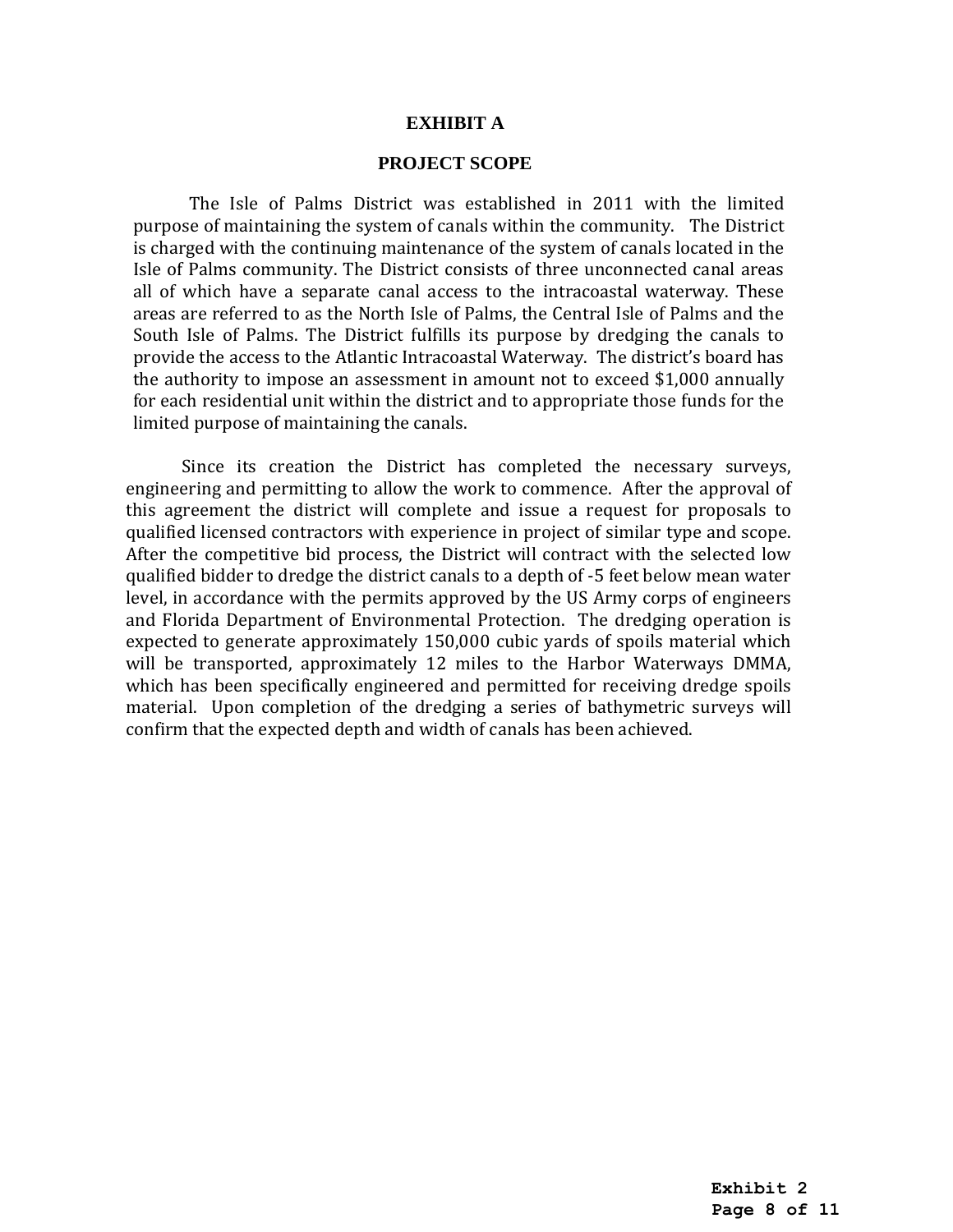# EXHIBIT A

## PROJECT SCOPE

The Isle of Palms District was established in 2011 with the limited purpose of maintaining the system of canals within the community. The District is charged with the continuing maintenance of the system of canals located in the Isle of Palms community. The District consists of three unconnected canal areas all of which have a separate canal access to the intracoastal waterway. These areas are referred to as the North Isle of Palms, the Central Isle of Palms and the South Isle of Palms. The District fulfills its purpose by dredging the canals to provide the access to the Atlantic Intracoastal Waterway. The district's board has the authority to impose an assessment in amount not to exceed $1,000 annually for each residential unit within the district and to appropriate those funds for the limited purpose of maintaining the canals.

Since its creation the District has completed the necessary surveys, engineering and permitting to allow the work to commence. After the approval of this agreement the district will complete and issue a request for proposals to qualified licensed contractors with experience in project of similar type and scope. After the competitive bid process, the District will contract with the selected low qualified bidder to dredge the district canals to a depth of -5 feet below mean water level, in accordance with the permits approved by the US Army corps of engineers and Florida Department of Environmental Protection. The dredging operation is expected to generate approximately 150,000 cubic yards of spoils material which will be transported, approximately 12 miles to the Harbor Waterways DMMA, which has been specifically engineered and permitted for receiving dredge spoils material. Upon completion of the dredging a series of bathymetric surveys will confirm that the expected depth and width of canals has been achieved.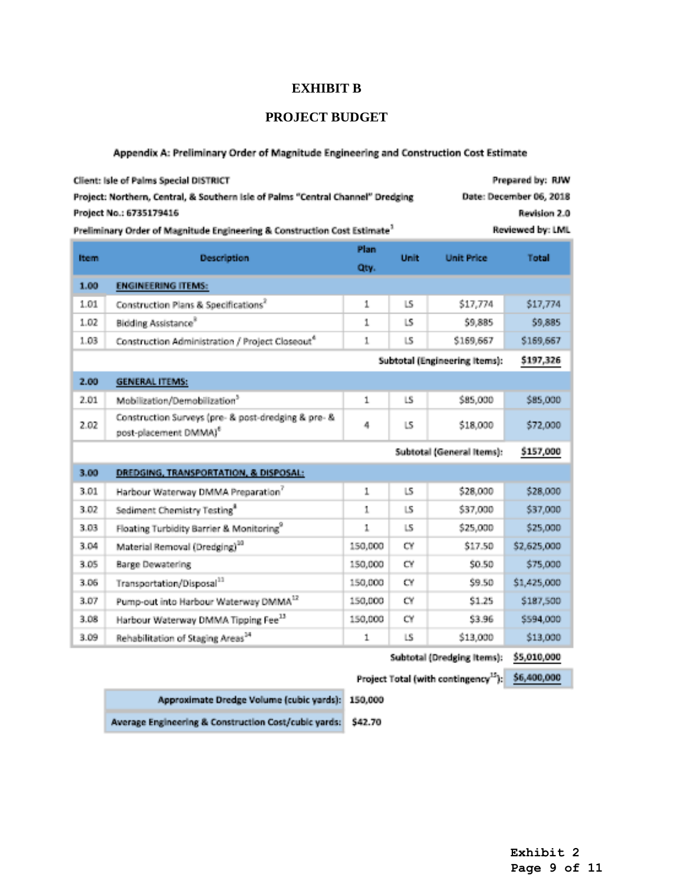# EXHIBIT B

## PROJECT BUDGET

### Appendix A: Preliminary Order of Magnitude Engineering and Construction Cost Estimate

**Client:** Isle of Palms Special DISTRICT
**Project:** Northern, Central, & Southern Isle of Palms "Central Channel" Dredging
**Project No.:** 6735179416
**Preliminary Order of Magnitude Engineering & Construction Cost Estimate**[1]

**Prepared by:** RJW
**Date:** December 06, 2018
**Revision 2.0**
**Reviewed by:** LML

| Item | Description | Plan Qty. | Unit | Unit Price | Total |
|---|---|---|---|---|---|
| **1.00** | **ENGINEERING ITEMS:** | | | | |
| 1.01 | Construction Plans & Specifications[2] | 1 | LS | $17,774 | $17,774 |
| 1.02 | Bidding Assistance[3] | 1 | LS | $9,885 | $9,885 |
| 1.03 | Construction Administration / Project Closeout[4] | 1 | LS | $169,667 | $169,667 |
| | | | | **Subtotal (Engineering Items):** | **$197,326** |
| **2.00** | **GENERAL ITEMS:** | | | | |
| 2.01 | Mobilization/Demobilization[5] | 1 | LS | $85,000 | $85,000 |
| 2.02 | Construction Surveys (pre- & post-dredging & pre- & post-placement DMMA)[6] | 4 | LS | $18,000 | $72,000 |
| | | | | **Subtotal (General Items):** | **$157,000** |
| **3.00** | **DREDGING, TRANSPORTATION, & DISPOSAL:** | | | | |
| 3.01 | Harbour Waterway DMMA Preparation[7] | 1 | LS | $28,000 | $28,000 |
| 3.02 | Sediment Chemistry Testing[8] | 1 | LS | $37,000 | $37,000 |
| 3.03 | Floating Turbidity Barrier & Monitoring[9] | 1 | LS | $25,000 | $25,000 |
| 3.04 | Material Removal (Dredging)[10] | 150,000 | CY | $17.50 | $2,625,000 |
| 3.05 | Barge Dewatering | 150,000 | CY | $0.50 | $75,000 |
| 3.06 | Transportation/Disposal[11] | 150,000 | CY | $9.50 | $1,425,000 |
| 3.07 | Pump-out into Harbour Waterway DMMA[12] | 150,000 | CY | $1.25 | $187,500 |
| 3.08 | Harbour Waterway DMMA Tipping Fee[13] | 150,000 | CY | $3.96 | $594,000 |
| 3.09 | Rehabilitation of Staging Areas[14] | 1 | LS | $13,000 | $13,000 |
| | | | | **Subtotal (Dredging Items):** | **$5,010,000** |
| | | | | **Project Total (with contingency[15]):** | **$6,400,000** |

| | |
|---|---|
| **Approximate Dredge Volume (cubic yards):** | 150,000 |
| **Average Engineering & Construction Cost/cubic yards:** | $42.70 |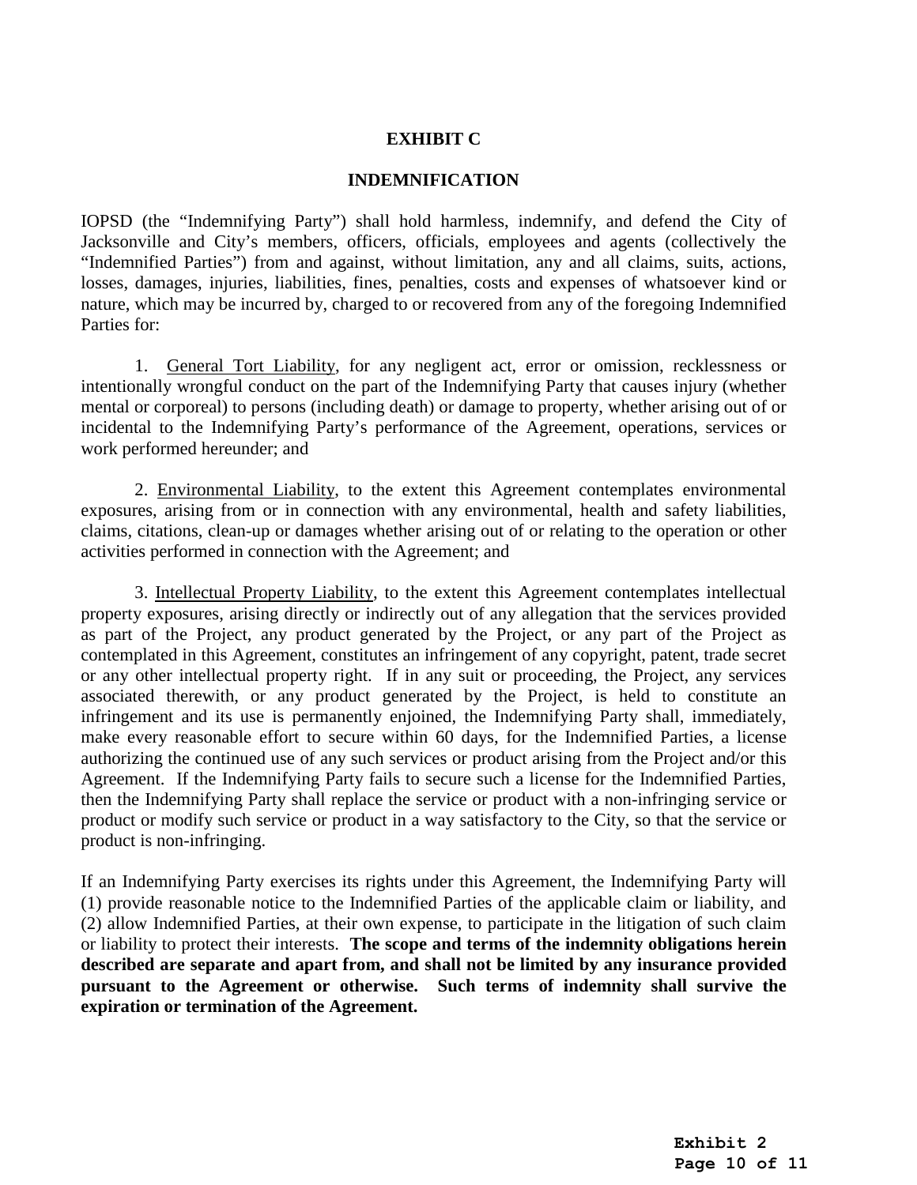# EXHIBIT C

## INDEMNIFICATION

IOPSD (the "Indemnifying Party") shall hold harmless, indemnify, and defend the City of Jacksonville and City's members, officers, officials, employees and agents (collectively the "Indemnified Parties") from and against, without limitation, any and all claims, suits, actions, losses, damages, injuries, liabilities, fines, penalties, costs and expenses of whatsoever kind or nature, which may be incurred by, charged to or recovered from any of the foregoing Indemnified Parties for:

1. General Tort Liability, for any negligent act, error or omission, recklessness or intentionally wrongful conduct on the part of the Indemnifying Party that causes injury (whether mental or corporeal) to persons (including death) or damage to property, whether arising out of or incidental to the Indemnifying Party's performance of the Agreement, operations, services or work performed hereunder; and

2. Environmental Liability, to the extent this Agreement contemplates environmental exposures, arising from or in connection with any environmental, health and safety liabilities, claims, citations, clean-up or damages whether arising out of or relating to the operation or other activities performed in connection with the Agreement; and

3. Intellectual Property Liability, to the extent this Agreement contemplates intellectual property exposures, arising directly or indirectly out of any allegation that the services provided as part of the Project, any product generated by the Project, or any part of the Project as contemplated in this Agreement, constitutes an infringement of any copyright, patent, trade secret or any other intellectual property right. If in any suit or proceeding, the Project, any services associated therewith, or any product generated by the Project, is held to constitute an infringement and its use is permanently enjoined, the Indemnifying Party shall, immediately, make every reasonable effort to secure within 60 days, for the Indemnified Parties, a license authorizing the continued use of any such services or product arising from the Project and/or this Agreement. If the Indemnifying Party fails to secure such a license for the Indemnified Parties, then the Indemnifying Party shall replace the service or product with a non-infringing service or product or modify such service or product in a way satisfactory to the City, so that the service or product is non-infringing.

If an Indemnifying Party exercises its rights under this Agreement, the Indemnifying Party will (1) provide reasonable notice to the Indemnified Parties of the applicable claim or liability, and (2) allow Indemnified Parties, at their own expense, to participate in the litigation of such claim or liability to protect their interests. **The scope and terms of the indemnity obligations herein described are separate and apart from, and shall not be limited by any insurance provided pursuant to the Agreement or otherwise. Such terms of indemnity shall survive the expiration or termination of the Agreement.**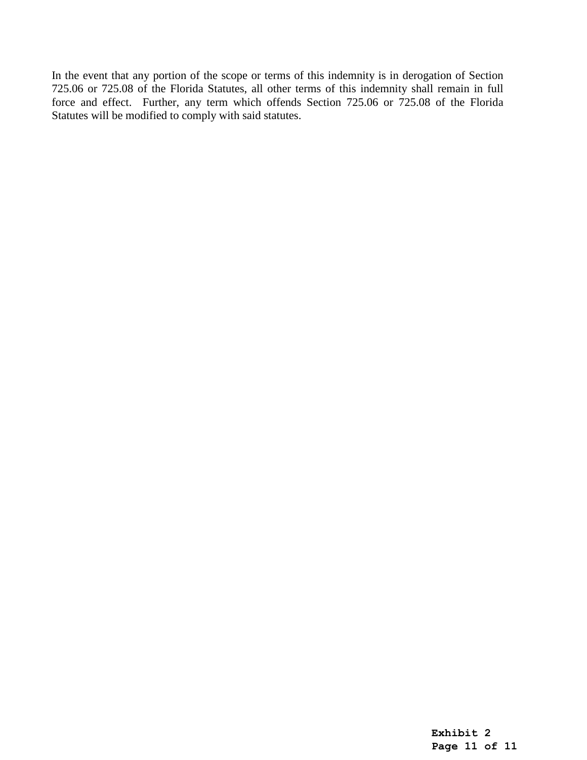In the event that any portion of the scope or terms of this indemnity is in derogation of Section 725.06 or 725.08 of the Florida Statutes, all other terms of this indemnity shall remain in full force and effect. Further, any term which offends Section 725.06 or 725.08 of the Florida Statutes will be modified to comply with said statutes.